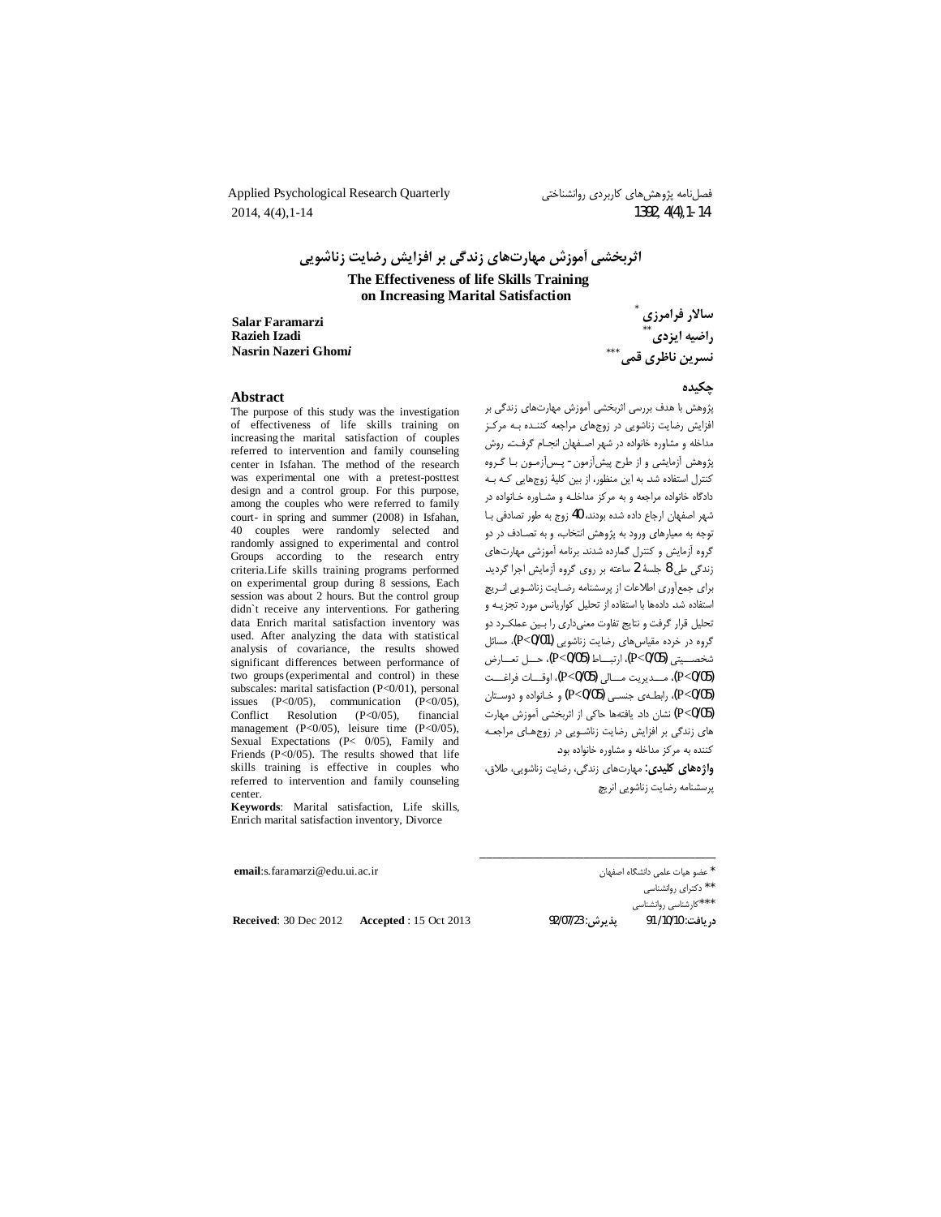# اثربخشی آموزش مهارت‌های زندگی بر افزایش رضایت زناشویی

## The Effectiveness of life Skills Training on Increasing Marital Satisfaction

**سالار فرامرزی** [*]
**راضیه ایزدی** [**]
**نسرین ناظری قمی** [***]

**Salar Faramarzi**
**Razieh Izadi**
**Nasrin Nazeri Ghomi**

### چکیده

پژوهش با هدف بررسی اثربخشی آموزش مهارت‌های زندگی بر افزایش رضایت زناشویی در زوج‌های مراجعه کننده به مرکز مداخله و مشاوره خانواده در شهر اصفهان انجام گرفت. روش پژوهش آزمایشی و از طرح پیش‌آزمون - پس‌آزمون با گروه کنترل استفاده شد. به این منظور، از بین کلیهٔ زوج‌هایی که به دادگاه خانواده مراجعه و به مرکز مداخله و مشاوره خانواده در شهر اصفهان ارجاع داده شده بودند، 40 زوج به طور تصادفی با توجه به معیارهای ورود به پژوهش انتخاب، و به تصادف در دو گروه آزمایش و کنترل گمارده شدند. برنامه آموزشی مهارت‌های زندگی طی 8 جلسهٔ 2 ساعته بر روی گروه آزمایش اجرا گردید. برای جمع‌آوری اطلاعات از پرسشنامه رضایت زناشویی انریچ استفاده شد. داده‌ها با استفاده از تحلیل کوواریانس مورد تجزیه و تحلیل قرار گرفت و نتایج تفاوت معنی‌داری را بین عملکرد دو گروه در خرده مقیاس‌های رضایت زناشویی ($P<0/01$)، مسائل شخصیتی ($P<0/05$)، ارتباط ($P<0/05$)، حل تعارض ($P<0/05$)، مدیریت مالی ($P<0/05$)، اوقات فراغت ($P<0/05$)، رابطه‌ی جنسی ($P<0/05$) و خانواده و دوستان ($P<0/05$) نشان داد. یافته‌ها حاکی از اثربخشی آموزش مهارت‌های زندگی بر افزایش رضایت زناشویی در زوج‌های مراجعه کننده به مرکز مداخله و مشاوره خانواده بود.

**واژه‌های کلیدی:** مهارت‌های زندگی، رضایت زناشویی، طلاق، پرسشنامه رضایت زناشویی انریچ

### Abstract

The purpose of this study was the investigation of effectiveness of life skills training on increasing the marital satisfaction of couples referred to intervention and family counseling center in Isfahan. The method of the research was experimental one with a pretest-posttest design and a control group. For this purpose, among the couples who were referred to family court- in spring and summer (2008) in Isfahan, 40 couples were randomly selected and randomly assigned to experimental and control Groups according to the research entry criteria.Life skills training programs performed on experimental group during 8 sessions, Each session was about 2 hours. But the control group didn`t receive any interventions. For gathering data Enrich marital satisfaction inventory was used. After analyzing the data with statistical analysis of covariance, the results showed significant differences between performance of two groups (experimental and control) in these subscales: marital satisfaction ($P<0/01$), personal issues ($P<0/05$), communication ($P<0/05$), Conflict Resolution ($P<0/05$), financial management ($P<0/05$), leisure time ($P<0/05$), Sexual Expectations ($P< 0/05$), Family and Friends ($P<0/05$). The results showed that life skills training is effective in couples who referred to intervention and family counseling center.

**Keywords**: Marital satisfaction, Life skills, Enrich marital satisfaction inventory, Divorce

---

[*] عضو هیات علمی دانشگاه اصفهان

[**] دکترای روانشناسی

[***] کارشناسی روانشناسی

**email**:s.faramarzi@edu.ui.ac.ir

**دریافت:** 91/10/10 **پذیرش:** 92/07/23

**Received**: 30 Dec 2012 **Accepted** : 15 Oct 2013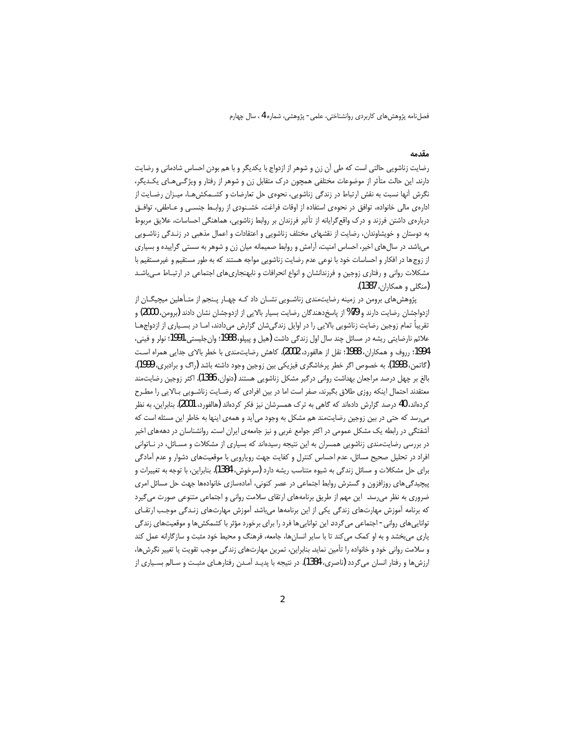## مقدمه

رضایت زناشویی حالتی است که طی آن زن و شوهر از ازدواج با یکدیگر و با هم بودن احساس شادمانی و رضایت دارند. این حالت متأثر از موضوعات مختلفی همچون درک متقابل زن و شوهر از رفتار و ویژگی‌های یکدیگر، نگرش آنها نسبت به نقش ارتباط در زندگی زناشویی، نحوه‌ی حل تعارضات و کشمکش‌ها، میزان رضایت از اداره‌ی مالی خانواده، توافق در نحوه‌ی استفاده از اوقات فراغت، خشنودی از روابط جنسی و عاطفی، توافق درباره‌ی داشتن فرزند و درک واقع‌گرایانه از تأثیر فرزندان بر روابط زناشویی، هماهنگی احساسات، علایق مربوط به دوستان و خویشاوندان، رضایت از نقشهای مختلف زناشویی و اعتقادات و اعمال مذهبی در زندگی زناشویی می‌باشد. در سال‌های اخیر، احساس امنیت، آرامش و روابط صمیمانه میان زن و شوهر به سستی گراییده و بسیاری از زوج‌ها در افکار و احساسات خود با نوعی عدم رضایت زناشویی مواجه هستند که به طور مستقیم و غیرمستقیم با مشکلات روانی و رفتاری زوجین و فرزندانشان و انواع انحرافات و نابهنجاری‌های اجتماعی در ارتباط می‌باشد (منگلی و همکاران، 1387).

پژوهش‌های برومن در زمینه رضایت‌مندی زناشویی نشان داد که چهار پنجم از متأهلین میچیگان از ازدواجشان رضایت دارند و 79% از پاسخ‌دهندگان رضایت بسیار بالایی از ازدوجشان نشان دادند (برومن، 2000) و تقریباً تمام زوجین رضایت زناشویی بالایی را در اوایل زندگی‌شان گزارش می‌دادند، اما در بسیاری از ازدواج‌ها علائم نارضایتی ریشه در مسائل چند سال اول زندگی داشت (هیل و پیپلو، 1988؛ وان‌جلیستی، 1991؛ نولر و فینی، 1994؛ رروف و همکاران، 1988؛ نقل از هالفورد، 2002). کاهش رضایت‌مندی با خطر بالای جدایی همراه است (گاتمن، 1993). به خصوص اگر خطر پرخاشگری فیزیکی بین زوجین وجود داشته باشد (راگ و برادبری، 1999). بالغ بر چهل درصد مراجعان بهداشت روانی درگیر مشکل زناشویی هستند (دنوان، 1386). اکثر زوجین رضایت‌مند معتقدند احتمال اینکه روزی طلاق بگیرند، صفر است اما در بین افرادی که رضایت زناشویی بالایی را مطرح کرده‌اند، 40 درصد گزارش داده‌اند که گاهی به ترک همسرشان نیز فکر کرده‌اند (هالفورد، 2001). بنابراین، به نظر می‌رسد که حتی در بین زوجین رضایت‌مند هم مشکل به وجود می‌آید و همه‌ی اینها به خاطر این مسئله است که آشفتگی در رابطه یک مشکل عمومی در اکثر جوامع غربی و نیز جامعه‌ی ایران است. روانشناسان در دهه‌های اخیر در بررسی رضایت‌مندی زناشویی همسران به این نتیجه رسیده‌اند که بسیاری از مشکلات و مسائل، در ناتوانی افراد در تحلیل صحیح مسائل، عدم احساس کنترل و کفایت جهت رویارویی با موقعیت‌های دشوار و عدم آمادگی برای حل مشکلات و مسائل زندگی به شیوه متناسب ریشه دارد (سرخوش، 1384). بنابراین، با توجه به تغییرات و پیچیدگی‌های روزافزون و گسترش روابط اجتماعی در عصر کنونی، آماده‌سازی خانواده‌ها جهت حل مسائل امری ضروری به نظر می‌رسد. این مهم از طریق برنامه‌های ارتقای سلامت روانی و اجتماعی متنوعی صورت می‌گیرد که برنامه آموزش مهارت‌های زندگی یکی از این برنامه‌ها می‌باشد. آموزش مهارت‌های زندگی موجب ارتقای توانایی‌های روانی- اجتماعی می‌گردد این توانایی‌ها فرد را برای برخورد مؤثر با کشمکش‌ها و موقعیت‌های زندگی یاری می‌بخشد و به او کمک می‌کند تا با سایر انسان‌ها، جامعه، فرهنگ و محیط خود مثبت و سازگارانه عمل کند و سلامت روانی خود و خانواده را تأمین نماید بنابراین، تمرین مهارت‌های زندگی موجب تقویت یا تغییر نگرش‌ها، ارزش‌ها و رفتار انسان می‌گردد (ناصری، 1384). در نتیجه با پدید آمدن رفتارهای مثبت و سالم بسیاری از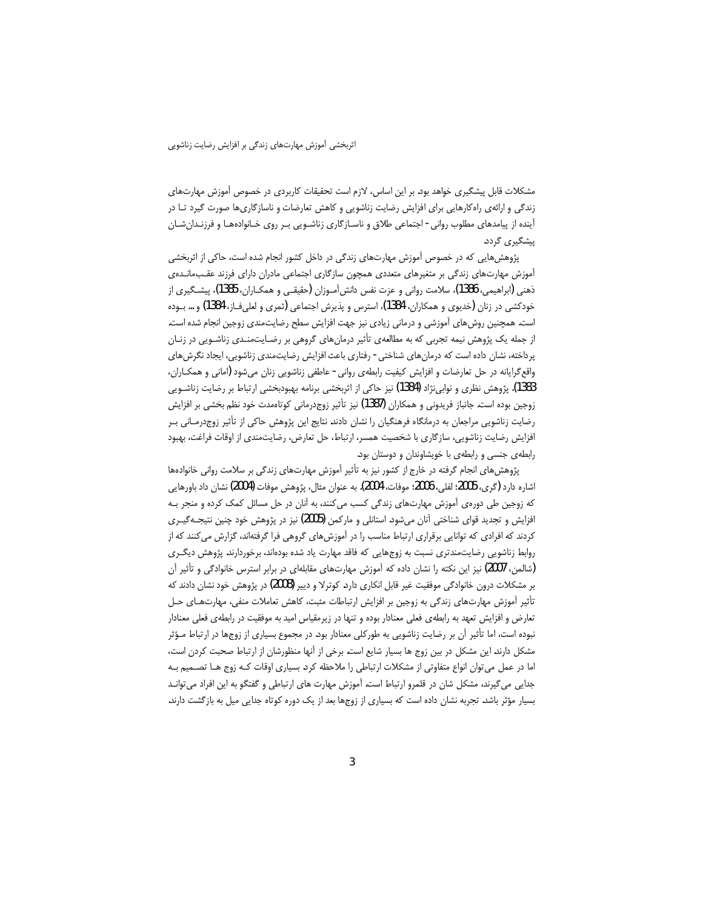مشکلات قابل پیشگیری خواهد بود. بر این اساس، لازم است تحقیقات کاربردی در خصوص آموزش مهارت‌های زندگی و ارائه‌ی راه‌کارهایی برای افزایش رضایت زناشویی و کاهش تعارضات و ناسازگاری‌ها صورت گیرد تا در آینده از پیامدهای مطلوب روانی- اجتماعی طلاق و ناسازگاری زناشویی بر روی خانواده‌ها و فرزندان‌شان پیشگیری گردد.

پژوهش‌هایی که در خصوص آموزش مهارت‌های زندگی در داخل کشور انجام شده است، حاکی از اثربخشی آموزش مهارت‌های زندگی بر متغیرهای متعددی همچون سازگاری اجتماعی مادران دارای فرزند عقب‌مانده‌ی ذهنی (ابراهیمی، 1386)، سلامت روانی و عزت نفس دانش‌آموزان (حقیقی و همکاران، 1385)، پیشگیری از خودکشی در زنان (خدیوی و همکاران، 1384)، استرس و پذیرش اجتماعی (ثمری و لعلی‌فاز، 1384) و ... بوده است. همچنین روش‌های آموزشی و درمانی زیادی نیز جهت افزایش سطح رضایت‌مندی زوجین انجام شده است. از جمله یک پژوهش نیمه تجربی که به مطالعه‌ی تأثیر درمان‌های گروهی بر رضایت‌مندی زناشویی در زنان پرداخته، نشان داده است که درمان‌های شناختی- رفتاری باعث افزایش رضایت‌مندی زناشویی، ایجاد نگرش‌های واقع‌گرایانه در حل تعارضات و افزایش کیفیت رابطه‌ی روانی- عاطفی زناشویی زنان می‌شود (امانی و همکاران، 1383). پژوهش نظری و نوابی‌نژاد (1384) نیز حاکی از اثربخشی برنامه بهبودبخشی ارتباط بر رضایت زناشویی زوجین بوده است. جانباز فریدونی و همکاران (1387) نیز تأثیر زوج‌درمانی کوتاه‌مدت خود نظم بخشی بر افزایش رضایت زناشویی مراجعان به درمانگاه فرهنگیان را نشان دادند. نتایج این پژوهش حاکی از تأثیر زوج‌درمانی بر افزایش رضایت زناشویی، سازگاری با شخصیت همسر، ارتباط، حل تعارض، رضایت‌مندی از اوقات فراغت، بهبود رابطه‌ی جنسی و رابطه‌ی با خویشاوندان و دوستان بود.

پژوهش‌های انجام گرفته در خارج از کشور نیز به تأثیر آموزش مهارت‌های زندگی بر سلامت روانی خانواده‌ها اشاره دارد (گری، 2005؛ لفلی، 2006؛ موفات، 2004). به عنوان مثال، پژوهش موفات (2004) نشان داد باورهایی که زوجین طی دوره‌ی آموزش مهارت‌های زندگی کسب می‌کنند، به آنان در حل مسائل کمک کرده و منجر به افزایش و تجدید قوای شناختی آنان می‌شود. استانلی و مارکمن (2005) نیز در پژوهش خود چنین نتیجه‌گیری کردند که افرادی که توانایی برقراری ارتباط مناسب را در آموزش‌های گروهی فرا گرفته‌اند، گزارش می‌کنند که از روابط زناشویی رضایت‌مندتری نسبت به زوج‌هایی که فاقد مهارت یاد شده بوده‌اند، برخوردارند. پژوهش دیگری (شالمن، 2007) نیز این نکته را نشان داده که آموزش مهارت‌های مقابله‌ای در برابر استرس خانوادگی و تأثیر آن بر مشکلات درون خانوادگی موفقیت غیر قابل انکاری دارد. کوترلا و دبیر (2008) در پژوهش خود نشان دادند که تأثیر آموزش مهارت‌های زندگی به زوجین بر افزایش ارتباطات مثبت، کاهش تعاملات منفی، مهارت‌های حل تعارض و افزایش تعهد به رابطه‌ی فعلی معنادار بوده و تنها در زیرمقیاس امید به موفقیت در رابطه‌ی فعلی معنادار نبوده است، اما تأثیر آن بر رضایت زناشویی به طورکلی معنادار بود. در مجموع بسیاری از زوج‌ها در ارتباط مؤثر مشکل دارند. این مشکل در بین زوج ها بسیار شایع است. برخی از آنها منظورشان از ارتباط صحبت کردن است، اما در عمل می‌توان انواع متفاوتی از مشکلات ارتباطی را ملاحظه کرد. بسیاری اوقات که زوج ها تصمیم به جدایی می‌گیرند، مشکل شان در قلمرو ارتباط است. آموزش مهارت های ارتباطی و گفتگو به این افراد می‌تواند بسیار مؤثر باشد. تجربه نشان داده است که بسیاری از زوج‌ها بعد از یک دوره کوتاه جدایی میل به بازگشت دارند.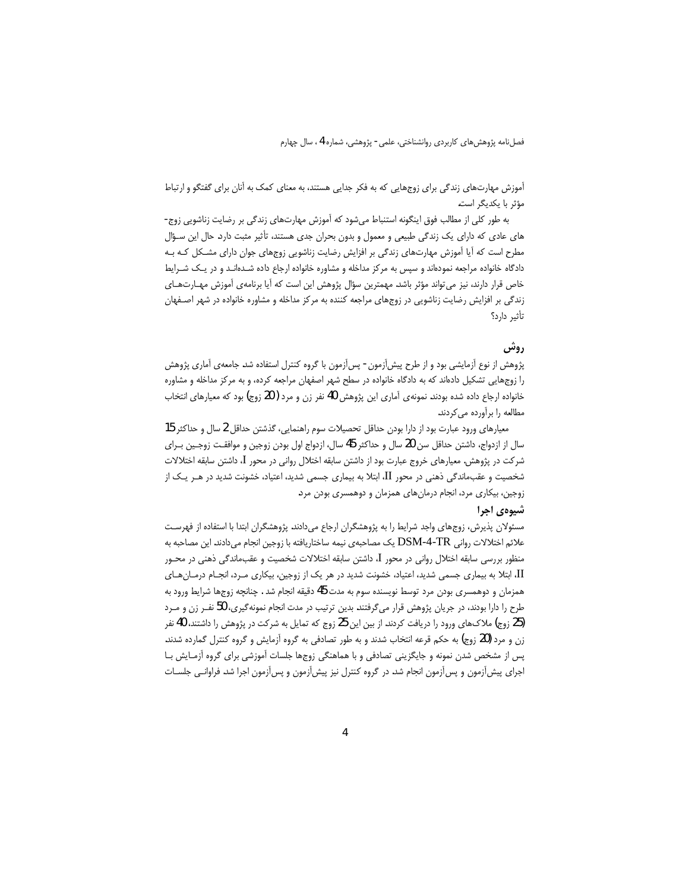آموزش مهارت‌های زندگی برای زوج‌هایی که به فکر جدایی هستند، به معنای کمک به آنان برای گفتگو و ارتباط مؤثر با یکدیگر است.

به طور کلی از مطالب فوق اینگونه استنباط می‌شود که آموزش مهارت‌های زندگی بر رضایت زناشویی زوج‌های عادی که دارای یک زندگی طبیعی و معمول و بدون بحران جدی هستند، تأثیر مثبت دارد. حال این سؤال مطرح است که آیا آموزش مهارت‌های زندگی بر افزایش رضایت زناشویی زوج‌های جوان دارای مشکل که به دادگاه خانواده مراجعه نموده‌اند و سپس به مرکز مداخله و مشاوره خانواده ارجاع داده شده‌اند و در یک شرایط خاص قرار دارند، نیز می‌تواند مؤثر باشد. مهمترین سؤال پژوهش این است که آیا برنامه‌ی آموزش مهارت‌های زندگی بر افزایش رضایت زناشویی در زوج‌های مراجعه کننده به مرکز مداخله و مشاوره خانواده در شهر اصفهان تأثیر دارد؟

## روش

پژوهش از نوع آزمایشی بود و از طرح پیش‌آزمون- پس‌آزمون با گروه کنترل استفاده شد. جامعه‌ی آماری پژوهش را زوج‌هایی تشکیل داده‌اند که به دادگاه خانواده در سطح شهر اصفهان مراجعه کرده، و به مرکز مداخله و مشاوره خانواده ارجاع داده شده بودند. نمونه‌ی آماری این پژوهش 40 نفر زن و مرد (20 زوج) بود که معیارهای انتخاب مطالعه را برآورده می‌کردند.

معیارهای ورود عبارت بود از دارا بودن حداقل تحصیلات سوم راهنمایی، گذشتن حداقل 2 سال و حداکثر 15 سال از ازدواج، داشتن حداقل سن 20 سال و حداکثر 45 سال، ازدواج اول بودن زوجین و موافقت زوجین برای شرکت در پژوهش. معیارهای خروج عبارت بود از داشتن سابقه اختلال روانی در محور I، داشتن سابقه اختلالات شخصیت و عقب‌ماندگی ذهنی در محور II، ابتلا به بیماری جسمی شدید، اعتیاد، خشونت شدید در هر یک از زوجین، بیکاری مرد، انجام درمان‌های همزمان و دوهمسری بودن مرد.

### شیوه‌ی اجرا

مسئولان پذیرش، زوج‌های واجد شرایط را به پژوهشگران ارجاع می‌دادند. پژوهشگران ابتدا با استفاده از فهرست علائم اختلالات روانی DSM-4-TR یک مصاحبه‌ی نیمه ساختاریافته با زوجین انجام می‌دادند. این مصاحبه به منظور بررسی سابقه اختلال روانی در محور I، داشتن سابقه اختلالات شخصیت و عقب‌ماندگی ذهنی در محور II، ابتلا به بیماری جسمی شدید، اعتیاد، خشونت شدید در هر یک از زوجین، بیکاری مرد، انجام درمان‌های همزمان و دوهمسری بودن مرد توسط نویسنده سوم به مدت 45 دقیقه انجام شد. چنانچه زوج‌ها شرایط ورود به طرح را دارا بودند، در جریان پژوهش قرار می‌گرفتند بدین ترتیب در مدت انجام نمونه‌گیری، 50 نفر زن و مرد (25 زوج) ملاک‌های ورود را دریافت کردند. از بین این 25 زوج که تمایل به شرکت در پژوهش را داشتند، 40 نفر زن و مرد (20 زوج) به حکم قرعه انتخاب شدند و به طور تصادفی به گروه آزمایش و گروه کنترل گمارده شدند. پس از مشخص شدن نمونه و جایگزینی تصادفی و با هماهنگی زوج‌ها جلسات آموزشی برای گروه آزمایش با اجرای پیش‌آزمون و پس‌آزمون انجام شد. در گروه کنترل نیز پیش‌آزمون و پس‌آزمون اجرا شد. فراوانی جلسات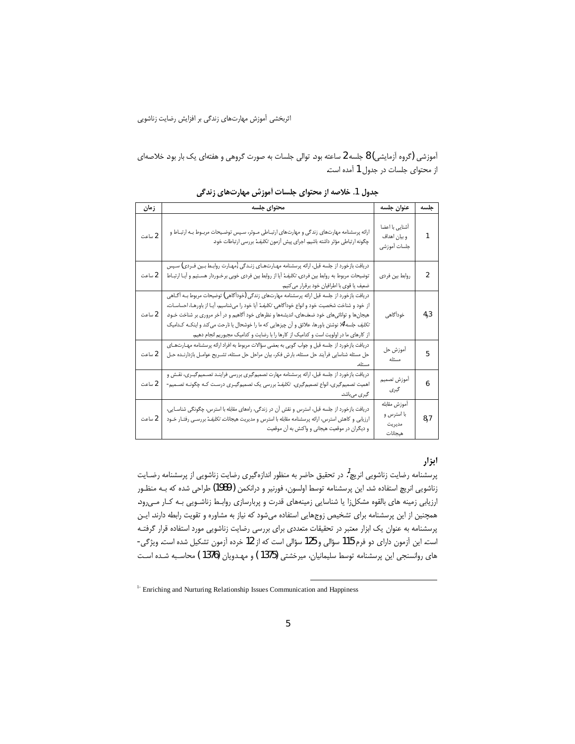آموزشی (گروه آزمایشی) 8 جلسه 2 ساعته بود توالی جلسات به صورت گروهی و هفته‌ای یک بار بود خلاصه‌ای از محتوای جلسات در جدول 1 آمده است.

**جدول 1. خلاصه از محتوای جلسات آموزش مهارت‌های زندگی**

| جلسه | عنوان جلسه | محتوای جلسه | زمان |
|---|---|---|---|
| 1 | آشنایی با اعضا و بیان اهداف جلسات آموزشی | ارائه پرسشنامه مهارت‌های زندگی و مهارت‌های ارتباطی موثر، سپس توضیحات مربوط به ارتباط و چگونه ارتباطی مؤثر داشته باشیم. اجرای پیش آزمون *تکلیف*: بررسی ارتباطات خود | 2 ساعت |
| 2 | روابط بین فردی | دریافت بازخورد از جلسه قبل، ارائه پرسشنامه مهارت‌های زندگی (مهارت روابط بین فردی) سپس توضیحات مربوط به روابط بین فردی. *تکلیف*: آیا از روابط بین فردی خوبی برخوردار هستیم و آیا ارتباط ضعیف یا قوی با اطرافیان خود برقرار می‌کنیم. | 2 ساعت |
| 4و3 | خودآگاهی | دریافت بازخورد از جلسه قبل ارائه پرسشنامه مهارت‌های زندگی (خودآگاهی) توضیحات مربوط به آگاهی از خود و شناخت شخصیت خود و انواع خودآگاهی. *تکلیف*: آیا خود را می‌شناسیم. آیا از باورها، احساسات، هیجان‌ها و توانائی‌های خود ضعف‌های، اندیشه‌ها و نظرهای خود آگاهیم و در آخر مروری بر شناخت خود *تکلیف جلسه 4*: نوشتن باورها، علائق و آن چیزهایی که ما را خوشحال یا ناراحت می‌کند و اینکه کدامیک از کارهای ما در اولویت است و کدامیک از کارها را با رضایت و کدامیک مجبوریم انجام دهیم. | 2 ساعت |
| 5 | آموزش حل مسئله | دریافت بازخورد از جلسه قبل و جواب گویی به بعضی سؤالات مربوط به افراد ارائه پرسشنامه مهارت‌های حل مسئله شناسایی فرآیند حل مسئله، بارش فکر، بیان مراحل حل مسئله، تشریح عوامل بازدارنده حل مسئله. | 2 ساعت |
| 6 | آموزش تصمیم گیری | دریافت بازخورد از جلسه قبل، ارائه پرسشنامه مهارت تصمیم‌گیری بررسی فرایند تصمیم‌گیری، نقش و اهمیت تصمیم‌گیری، انواع تصمیم‌گیری. *تکلیف*: بررسی یک تصمیم‌گیری درست که چگونه تصمیم‌گیری می‌باشد. | 2 ساعت |
| 8و7 | آموزش مقابله با استرس و مدیریت هیجانات | دریافت بازخورد از جلسه قبل، استرس و نقش آن در زندگی، راه‌های مقابله با استرس، چگونگی شناسایی، ارزیابی و کاهش استرس، ارائه پرسشنامه مقابله با استرس و مدیریت هیجانات. *تکلیف*: بررسی رفتار خود و دیگران در موقعیت هیجانی و واکنش به آن موقعیت | 2 ساعت |

## ابزار

پرسشنامه رضایت زناشویی انریچ[1]. در تحقیق حاضر به منظور اندازه‌گیری رضایت زناشویی از پرسشنامه رضایت زناشویی انریچ استفاده شد. این پرسشنامه توسط اولسون، فورنیر و درانکمن (1989) طراحی شده که به منظور ارزیابی زمینه های بالقوه مشکل‌زا یا شناسایی زمینه‌های قدرت و پربارسازی روابط زناشویی به کار می‌رود. همچنین از این پرسشنامه برای تشخیص زوج‌هایی استفاده می‌شود که نیاز به مشاوره و تقویت رابطه دارند. این پرسشنامه به عنوان یک ابزار معتبر در تحقیقات متعددی برای بررسی رضایت زناشویی مورد استفاده قرار گرفته است. این آزمون دارای دو فرم 115 سؤالی و 125 سؤالی است که از 12 خرده آزمون تشکیل شده است. ویژگی‌های روانسنجی این پرسشنامه توسط سلیمانیان، میرخشتی (1375) و مهدویان (1376) محاسبه شده است

---

[1] Enriching and Nurturing Relationship Issues Communication and Happiness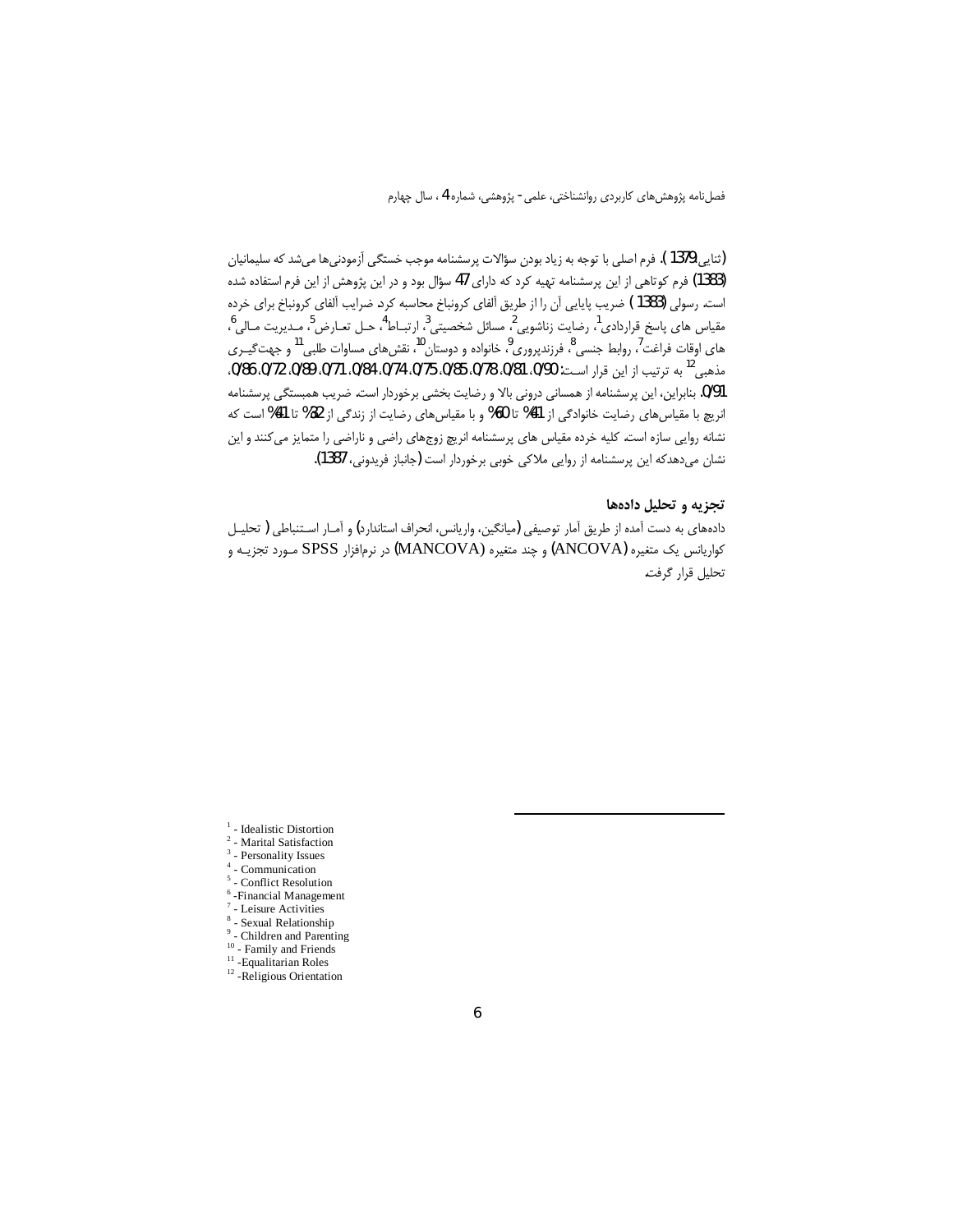(ثنایی،1379). فرم اصلی با توجه به زیاد بودن سؤالات پرسشنامه موجب خستگی آزمودنی‌ها می‌شد که سلیمانیان (1383) فرم کوتاهی از این پرسشنامه تهیه کرد که دارای 47 سؤال بود و در این پژوهش از این فرم استفاده شده است. رسولی (1383) ضریب پایایی آن را از طریق آلفای کرونباخ محاسبه کرد. ضرایب آلفای کرونباخ برای خرده مقیاس های پاسخ قراردادی[1]، رضایت زناشویی[2]، مسائل شخصیتی[3]، ارتباط[4]، حل تعارض[5]، مدیریت مالی[6]، های اوقات فراغت[7]، روابط جنسی[8]، فرزندپروری[9]، خانواده و دوستان[10]، نقش‌های مساوات طلبی[11] و جهت‌گیری مذهبی[12] به ترتیب از این قرار است: 0/90، 0/81، 0/78، 0/85، 0/75، 0/74، 0/84، 0/71، 0/89، 0/72، 0/86، 0/91. بنابراین، این پرسشنامه از همسانی درونی بالا و رضایت بخشی برخوردار است. ضریب همبستگی پرسشنامه انریچ با مقیاس‌های رضایت خانوادگی از 41% تا 60% و با مقیاس‌های رضایت از زندگی از 32% تا 41% است که نشانه روایی سازه است. کلیه خرده مقیاس های پرسشنامه انریچ زوج‌های راضی و ناراضی را متمایز می‌کنند و این نشان می‌دهدکه این پرسشنامه از روایی ملاکی خوبی برخوردار است (جانباز فریدونی، 1387).

## تجزیه و تحلیل داده‌ها

داده‌های به دست آمده از طریق آمار توصیفی (میانگین، واریانس، انحراف استاندارد) و آمار استنباطی (تحلیل کواریانس یک متغیره (ANCOVA) و چند متغیره (MANCOVA) در نرم‌افزار SPSS مورد تجزیه و تحلیل قرار گرفت.

---

[1] - Idealistic Distortion
[2] - Marital Satisfaction
[3] - Personality Issues
[4] - Communication
[5] - Conflict Resolution
[6] -Financial Management
[7] - Leisure Activities
[8] - Sexual Relationship
[9] - Children and Parenting
[10] - Family and Friends
[11] -Equalitarian Roles
[12] -Religious Orientation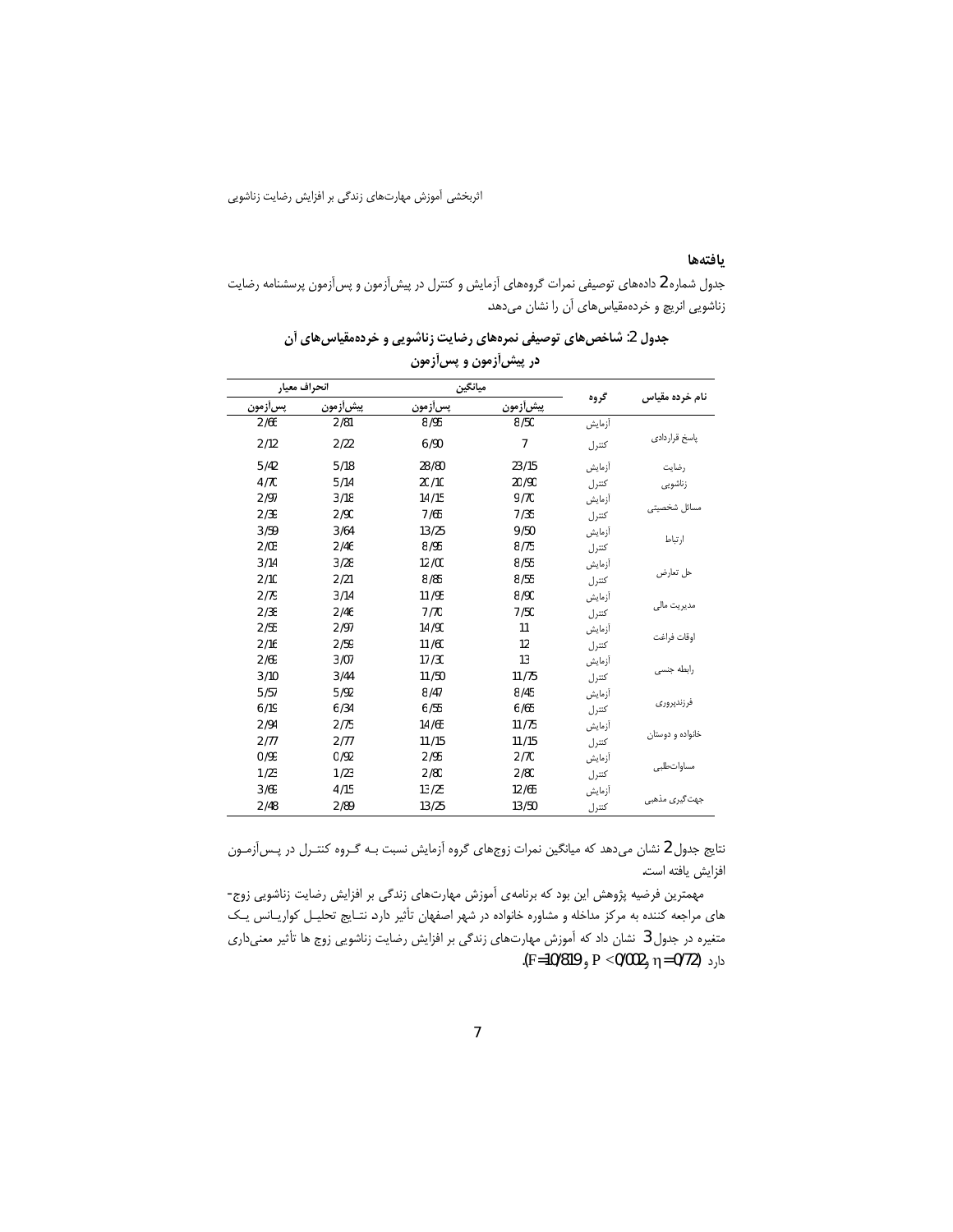## یافته‌ها

جدول شماره 2 داده‌های توصیفی نمرات گروههای آزمایش و کنترل در پیش‌آزمون و پس‌آزمون پرسشنامه رضایت زناشویی انریچ و خرده‌مقیاس‌های آن را نشان می‌دهد.

**جدول 2: شاخص‌های توصیفی نمره‌های رضایت زناشویی و خرده‌مقیاس‌های آن در پیش‌آزمون و پس‌آزمون**

| نام خرده مقیاس | گروه | میانگین | | انحراف معیار | |
|---|---|---|---|---|---|
| | | پیش‌آزمون | پس‌آزمون | پیش‌آزمون | پس‌آزمون |
| پاسخ قراردادی | آزمایش | 8/50 | 8/95 | 2/81 | 2/66 |
| | کنترل | 7 | 6/90 | 2/22 | 2/12 |
| رضایت زناشویی | آزمایش | 23/15 | 28/80 | 5/18 | 5/42 |
| | کنترل | 20/90 | 20/10 | 5/14 | 4/70 |
| مسائل شخصیتی | آزمایش | 9/70 | 14/15 | 3/18 | 2/97 |
| | کنترل | 7/35 | 7/65 | 2/90 | 2/39 |
| ارتباط | آزمایش | 9/50 | 13/25 | 3/64 | 3/59 |
| | کنترل | 8/75 | 8/95 | 2/46 | 2/03 |
| حل تعارض | آزمایش | 8/55 | 12/00 | 3/28 | 3/14 |
| | کنترل | 8/55 | 8/85 | 2/21 | 2/10 |
| مدیریت مالی | آزمایش | 8/90 | 11/95 | 3/14 | 2/79 |
| | کنترل | 7/50 | 7/70 | 2/46 | 2/38 |
| اوقات فراغت | آزمایش | 11 | 14/90 | 2/97 | 2/55 |
| | کنترل | 12 | 11/60 | 2/59 | 2/16 |
| رابطه جنسی | آزمایش | 13 | 17/30 | 3/07 | 2/69 |
| | کنترل | 11/75 | 11/50 | 3/44 | 3/10 |
| فرزندپروری | آزمایش | 8/45 | 8/47 | 5/92 | 5/57 |
| | کنترل | 6/65 | 6/55 | 6/34 | 6/19 |
| خانواده و دوستان | آزمایش | 11/75 | 14/65 | 2/75 | 2/94 |
| | کنترل | 11/15 | 11/15 | 2/77 | 2/77 |
| مساوات‌طلبی | آزمایش | 2/70 | 2/95 | 0/92 | 0/99 |
| | کنترل | 2/80 | 2/80 | 1/23 | 1/23 |
| جهت‌گیری مذهبی | آزمایش | 12/65 | 13/25 | 4/15 | 3/69 |
| | کنترل | 13/50 | 13/25 | 2/89 | 2/48 |

نتایج جدول 2 نشان می‌دهد که میانگین نمرات زوج‌های گروه آزمایش نسبت به گروه کنترل در پس‌آزمون افزایش یافته است.

مهمترین فرضیه پژوهش این بود که برنامه‌ی آموزش مهارت‌های زندگی بر افزایش رضایت زناشویی زوج‌های مراجعه کننده به مرکز مداخله و مشاوره خانواده در شهر اصفهان تأثیر دارد. نتایج تحلیل کواریانس یک متغیره در جدول 3 نشان داد که آموزش مهارت‌های زندگی بر افزایش رضایت زناشویی زوج ها تأثیر معنی‌داری دارد ($F=10/819$, $P<0/002$, $\eta=0/72$).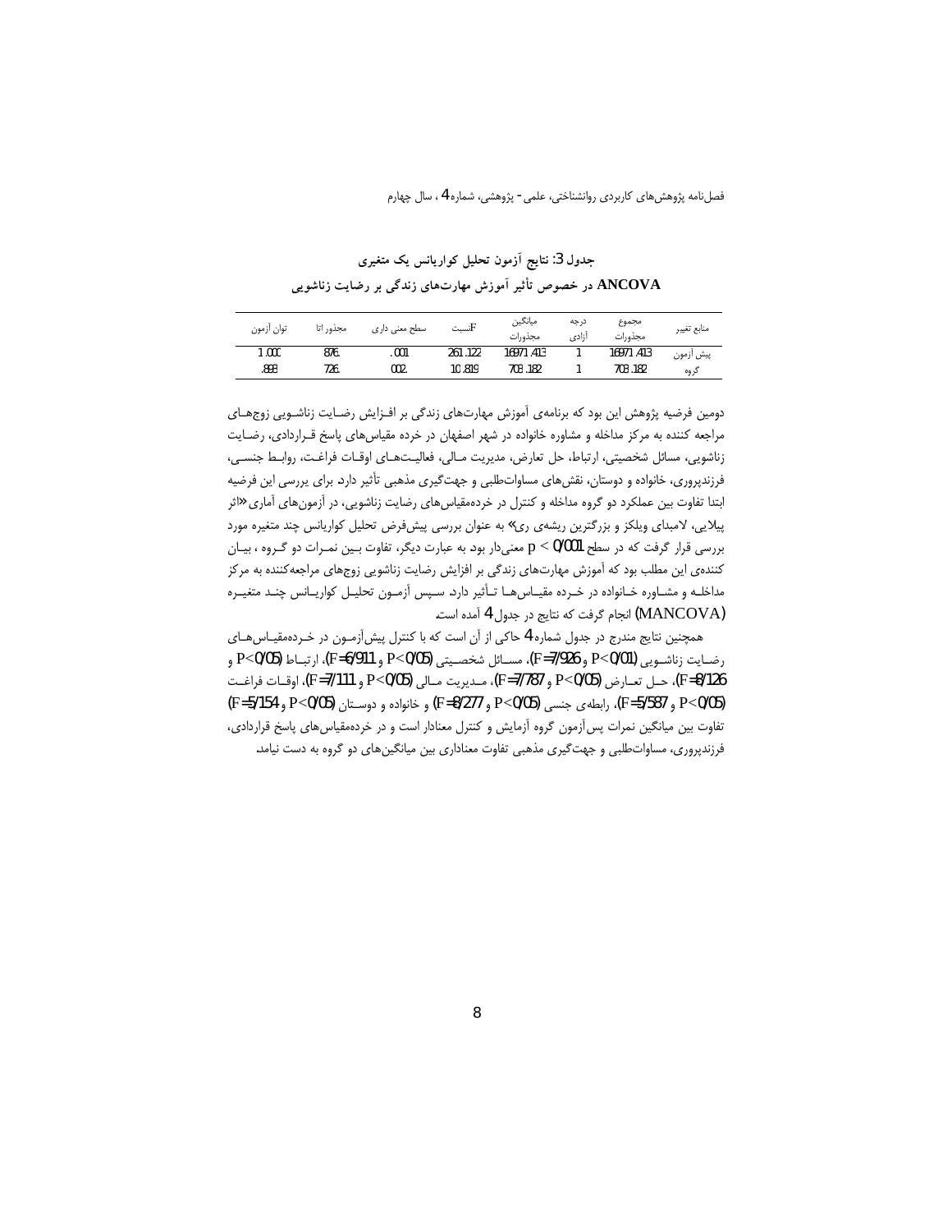**جدول 3: نتایج آزمون تحلیل کواریانس یک متغیری**

**ANCOVA در خصوص تأثیر آموزش مهارت‌های زندگی بر رضایت زناشویی**

| منابع تغییر | مجموع مجذورات | درجه آزادی | میانگین مجذورات | نسبت F | سطح معنی داری | مجذور اتا | توان آزمون |
|---|---|---|---|---|---|---|---|
| پیش آزمون | 16971.413 | 1 | 16971.413 | 261.122 | .001 | .876 | 1.000 |
| گروه | 703.182 | 1 | 703.182 | 10.819 | .002 | .726 | .893 |

دومین فرضیه پژوهش این بود که برنامه‌ی آموزش مهارت‌های زندگی بر افـزایش رضـایت زناشـویی زوج‌هـای مراجعه کننده به مرکز مداخله و مشاوره خانواده در شهر اصفهان در خرده مقیاس‌های پاسخ قـراردادی، رضـایت زناشویی، مسائل شخصیتی، ارتباط، حل تعارض، مدیریت مـالی، فعالیـت‌هـای اوقـات فراغـت، روابـط جنسـی، فرزندپروری، خانواده و دوستان، نقش‌های مساوات‌طلبی و جهت‌گیری مذهبی تأثیر دارد. برای بررسی این فرضیه ابتدا تفاوت بین عملکرد دو گروه مداخله و کنترل در خرده‌مقیاس‌های رضایت زناشویی، در آزمون‌های آماری «اثر پیلایی، لامبدای ویلکز و بزرگترین ریشه‌ی ری» به عنوان بررسی پیش‌فرض تحلیل کواریانس چند متغیره مورد بررسی قرار گرفت که در سطح $p < 0/001$ معنی‌دار بود به عبارت دیگر، تفاوت بـین نمـرات دو گـروه ، بیـان کننده‌ی این مطلب بود که آموزش مهارت‌های زندگی بر افزایش رضایت زناشویی زوج‌های مراجعه‌کننده به مرکز مداخلـه و مشـاوره خـانواده در خـرده مقیـاس‌هـا تـأثیر دارد. سـپس آزمـون تحلیـل کواریـانس چنـد متغیـره (MANCOVA) انجام گرفت که نتایج در جدول 4 آمده است.

همچنین نتایج مندرج در جدول شماره 4 حاکی از آن است که با کنترل پیش‌آزمـون در خـرده‌مقیـاس‌هـای رضـایت زناشـویی ($P<0/01$ و $F=7/926$)، مسـائل شخصـیتی ($P<0/05$ و $F=6/911$)، ارتبـاط ($P<0/05$ و $F=8/126$)، حـل تعـارض ($P<0/05$ و $F=7/787$)، مـدیریت مـالی ($P<0/05$ و $F=7/111$)، اوقـات فراغـت ($P<0/05$ و $F=5/587$)، رابطه‌ی جنسی ($P<0/05$ و $F=8/277$) و خانواده و دوسـتان ($P<0/05$ و $F=5/154$) تفاوت بین میانگین نمرات پس‌آزمون گروه آزمایش و کنترل معنادار است و در خرده‌مقیاس‌های پاسخ قراردادی، فرزندپروری، مساوات‌طلبی و جهت‌گیری مذهبی تفاوت معناداری بین میانگین‌های دو گروه به دست نیامد.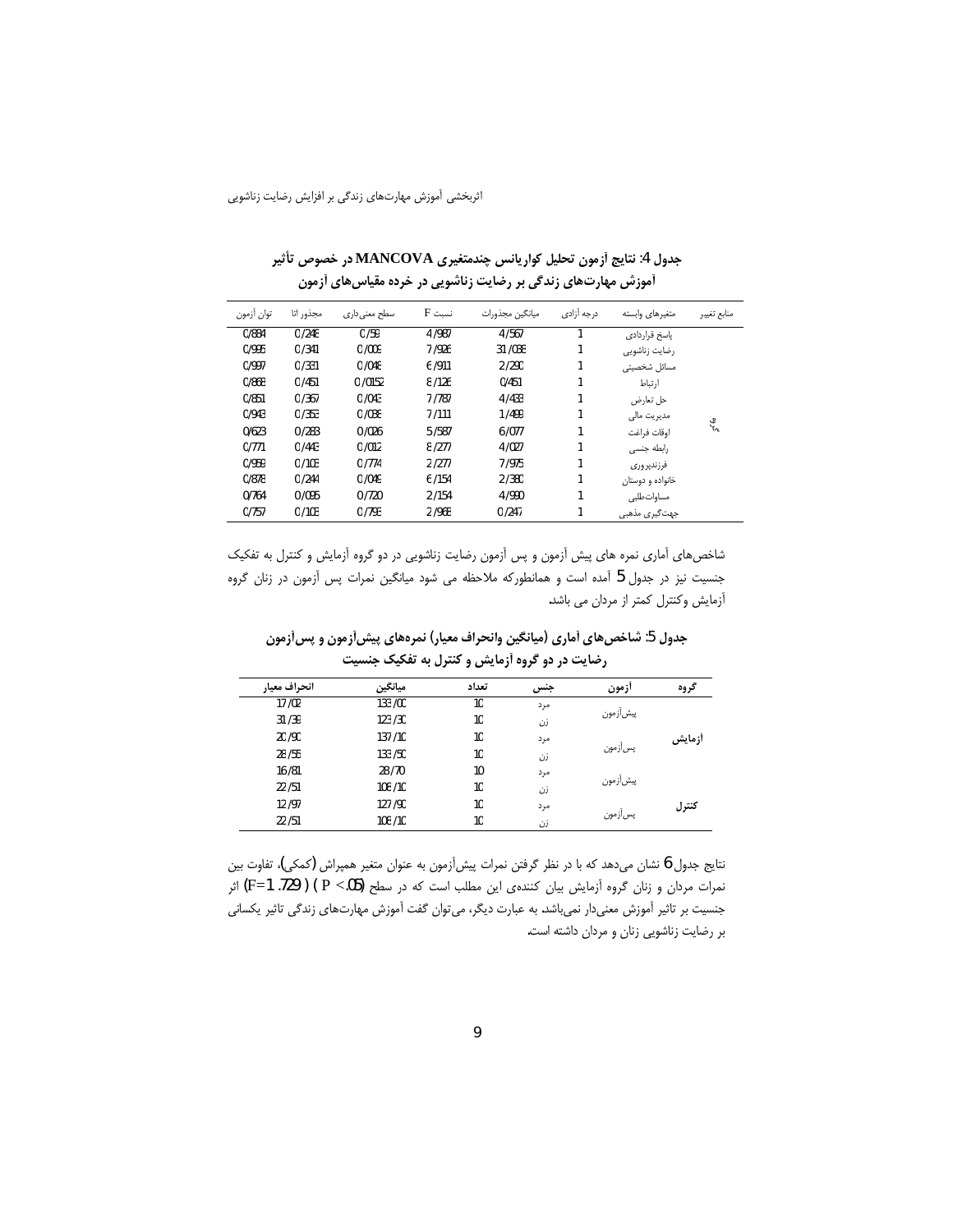جدول 4: نتایج آزمون تحلیل کواریانس چندمتغیری MANCOVA در خصوص تأثیر آموزش مهارت‌های زندگی بر رضایت زناشویی در خرده مقیاس‌های آزمون

| منابع تغییر | متغیرهای وابسته | درجه آزادی | میانگین مجذورات | نسبت F | سطح معنی‌داری | مجذور اتا | توان آزمون |
|---|---|---|---|---|---|---|---|
| گروه | پاسخ قراردادی | 1 | 4/567 | 4/987 | 0/58 | 0/248 | 0/884 |
| | رضایت زناشویی | 1 | 31/038 | 7/926 | 0/009 | 0/341 | 0/995 |
| | مسائل شخصیتی | 1 | 2/290 | 6/911 | 0/048 | 0/331 | 0/997 |
| | ارتباط | 1 | 0/451 | 8/126 | 0/0152 | 0/451 | 0/868 |
| | حل تعارض | 1 | 4/433 | 7/787 | 0/043 | 0/367 | 0/851 |
| | مدیریت مالی | 1 | 1/499 | 7/111 | 0/038 | 0/353 | 0/943 |
| | اوقات فراغت | 1 | 6/077 | 5/587 | 0/026 | 0/283 | 0/623 |
| | رابطه جنسی | 1 | 4/027 | 8/277 | 0/012 | 0/443 | 0/771 |
| | فرزندپروری | 1 | 7/975 | 2/277 | 0/774 | 0/103 | 0/959 |
| | خانواده و دوستان | 1 | 2/380 | 6/154 | 0/049 | 0/244 | 0/878 |
| | مساوات‌طلبی | 1 | 4/990 | 2/154 | 0/720 | 0/095 | 0/764 |
| | جهت‌گیری مذهبی | 1 | 0/247 | 2/968 | 0/793 | 0/103 | 0/757 |

شاخص‌های آماری نمره های پیش آزمون و پس آزمون رضایت زناشویی در دو گروه آزمایش و کنترل به تفکیک جنسیت نیز در جدول 5 آمده است و همانطورکه ملاحظه می شود میانگین نمرات پس آزمون در زنان گروه آزمایش وکنترل کمتر از مردان می باشد.

جدول 5: شاخص‌های آماری (میانگین وانحراف معیار) نمره‌های پیش‌آزمون و پس‌آزمون رضایت در دو گروه آزمایش و کنترل به تفکیک جنسیت

| گروه | آزمون | جنس | تعداد | میانگین | انحراف معیار |
|---|---|---|---|---|---|
| آزمایش | پیش‌آزمون | مرد | 10 | 133/00 | 17/02 |
| | | زن | 10 | 123/30 | 31/39 |
| | پس‌آزمون | مرد | 10 | 137/10 | 20/90 |
| | | زن | 10 | 133/50 | 28/55 |
| کنترل | پیش‌آزمون | مرد | 10 | 28/70 | 16/81 |
| | | زن | 10 | 108/10 | 22/51 |
| | پس‌آزمون | مرد | 10 | 127/90 | 12/97 |
| | | زن | 10 | 108/10 | 22/51 |

نتایج جدول 6 نشان می‌دهد که با در نظر گرفتن نمرات پیش‌آزمون به عنوان متغیر همپراش (کمکی)، تفاوت بین نمرات مردان و زنان گروه آزمایش بیان کننده‌ی این مطلب است که در سطح ($F=1.729$) ($P<.05$) اثر جنسیت بر تاثیر آموزش معنی‌دار نمی‌باشد. به عبارت دیگر، می‌توان گفت آموزش مهارت‌های زندگی تاثیر یکسانی بر رضایت زناشویی زنان و مردان داشته است.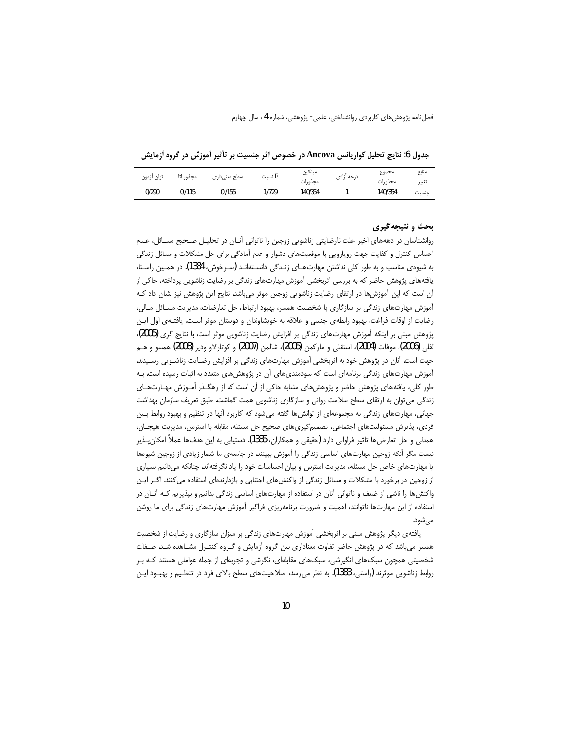جدول 6: نتایج تحلیل کواریانس Ancova در خصوص اثر جنسیت بر تأثیر آموزش در گروه آزمایش

| منابع تغییر | مجموع مجذورات | درجه آزادی | میانگین مجذورات | نسبت F | سطح معنی‌داری | مجذور اتا | توان آزمون |
|---|---|---|---|---|---|---|---|
| جنسیت | 140/354 | 1 | 140/354 | 1/729 | 0/155 | 0/115 | 0/290 |

## بحث و نتیجه‌گیری

روانشناسان در دهه‌های اخیر علت نارضایتی زناشویی زوجین را ناتوانی آنـان در تحلیـل صـحیح مسـائل، عـدم احساس کنترل و کفایت جهت رویارویی با موقعیت‌های دشوار و عدم آمادگی برای حل مشکلات و مسائل زندگی به شیوه‌ی مناسب و به طور کلی نداشتن مهارت‌هـای زنـدگی دانسـته‌انـد (سـرخوش، 1384). در همـین راسـتا، یافته‌های پژوهش حاضر که به بررسی اثربخشی آموزش مهارت‌های زندگی بر رضایت زناشویی پرداخته، حاکی از آن است که این آموزش‌ها در ارتقای رضایت زناشویی زوجین موثر می‌باشد. نتایج این پژوهش نیز نشان داد کـه آموزش مهارت‌های زندگی بر سازگاری با شخصیت همسر، بهبود ارتباط، حل تعارضات، مدیریت مسـائل مـالی، رضایت از اوقات فراغت، بهبود رابطه‌ی جنسی و علاقه به خویشاوندان و دوستان موثر اسـت. یافتـه‌ی اول ایـن پژوهش مبنی بر اینکه آموزش مهارت‌های زندگی بر افزایش رضایت زناشویی موثر است، با نتایج گری (2005)، لفلی (2006)، موفات (2004)، استانلی و مارکمن (2005)، شالمن (2007) و کوتارلاو ودیر (2008) همسو و هـم جهت است. آنان در پژوهش خود به اثربخشی آموزش مهارت‌های زندگی بر افزایش رضـایت زناشـویی رسـیدند. آموزش مهارت‌های زندگی برنامه‌ای است که سودمندی‌های آن در پژوهش‌های متعدد به اثبات رسیده است. بـه طور کلی، یافته‌های پژوهش حاضر و پژوهش‌های مشابه حاکی از آن است که از رهگـذر آمـوزش مهـارت‌هـای زندگی می‌توان به ارتقای سطح سلامت روانی و سازگاری زناشویی همت گماشت. طبق تعریف سازمان بهداشت جهانی، مهارت‌های زندگی به مجموعه‌ای از توانش‌ها گفته می‌شود که کاربرد آنها در تنظیم و بهبود روابط بـین فردی، پذیرش مسئولیت‌های اجتماعی، تصمیم‌گیری‌های صحیح حل مسئله، مقابله با استرس، مدیریت هیجـان، همدلی و حل تعارض‌ها تاثیر فراوانی دارد (حقیقی و همکاران، 1385). دستیابی به این هدف‌ها عملاً امکان‌پـذیر نیست مگر آنکه زوجین مهارت‌های اساسی زندگی را آموزش ببینند. در جامعه‌ی ما شمار زیادی از زوجین شیوه‌ها یا مهارت‌های خاص حل مسئله، مدیریت استرس و بیان احساسات خود را یاد نگرفته‌اند. چنانکه می‌دانیم بسیاری از زوجین در برخورد با مشکلات و مسائل زندگی از واکنش‌های اجتنابی و بازدارنده‌ای استفاده می‌کنند. اگـر ایـن واکنش‌ها را ناشی از ضعف و ناتوانی آنان در استفاده از مهارت‌های اساسی زندگی بدانیم و بپذیریم کـه آنـان در استفاده از این مهارت‌ها ناتوانند، اهمیت و ضرورت برنامه‌ریزی فراگیر آموزش مهارت‌های زندگی برای ما روشن می‌شود.

یافته‌ی دیگر پژوهش مبنی بر اثربخشی آموزش مهارت‌های زندگی بر میزان سازگاری و رضایت از شخصیت همسر می‌باشد که در پژوهش حاضر تفاوت معناداری بین گروه آزمایش و گـروه کنتـرل مشـاهده شـد. صـفات شخصیتی همچون سبک‌های انگیزشی، سبک‌های مقابله‌ای، نگرشی و تجربه‌ای از جمله عواملی هستند کـه بـر روابط زناشویی موثرند (راستی، 1383). به نظر می‌رسد، صلاحیت‌های سطح بالای فرد در تنظـیم و بهبـود ایـن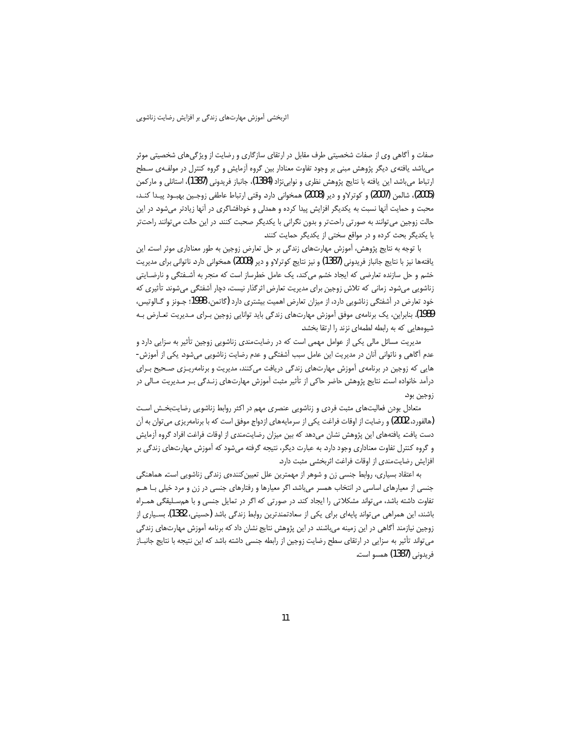صفات و آگاهی وی از صفات شخصیتی طرف مقابل در ارتقای سازگاری و رضایت از ویژگی‌های شخصیتی موثر می‌باشد. یافته‌ی دیگر پژوهش مبنی بر وجود تفاوت معنادار بین گروه آزمایش و گروه کنترل در مولفه‌ی سطح ارتباط می‌باشد. این یافته با نتایج پژوهش نظری و نوابی‌نژاد (1384)، جانباز فریدونی (1387)، استانلی و مارکمن (2005)، شالمن (2007) و کوترلاو و دیر (2008) همخوانی دارد. وقتی ارتباط عاطفی زوجین بهبود پیدا کند، محبت و حمایت آنها نسبت به یکدیگر افزایش پیدا کرده و همدلی و خودافشاگری در آنها زیادتر می‌شود. در این حالت زوجین می‌توانند به صورتی راحت‌تر و بدون نگرانی با یکدیگر صحبت کنند. در این حالت می‌توانند راحت‌تر با یکدیگر بحث کرده و در مواقع سختی از یکدیگر حمایت کنند.

با توجه به نتایج پژوهش، آموزش مهارت‌های زندگی بر حل تعارض زوجین به طور معناداری موثر است. این یافته‌ها نیز با نتایج جانباز فریدونی (1387) و نیز نتایج کوترلاو و دیر (2008) همخوانی دارد. ناتوانی برای مدیریت خشم و حل سازنده تعارضی که ایجاد خشم می‌کند، یک عامل خطرساز است که منجر به آشفتگی و نارضایتی زناشویی می‌شود. زمانی که تلاش زوجین برای مدیریت تعارض اثرگذار نیست، دچار آشفتگی می‌شوند. تأثیری که خود تعارض در آشفتگی زناشویی دارد، از میزان تعارض اهمیت بیشتری دارد (گاتمن، 1998؛ جونز و گالوتیس، 1989). بنابراین، یک برنامه‌ی موفق آموزش مهارت‌های زندگی باید توانایی زوجین برای مدیریت تعارض به شیوه‌هایی که به رابطه لطمه‌ای نزند را ارتقا بخشد.

مدیریت مسائل مالی یکی از عوامل مهمی است که در رضایت‌مندی زناشویی زوجین تأثیر به سزایی دارد و عدم آگاهی و ناتوانی آنان در مدیریت این عامل سبب آشفتگی و عدم رضایت زناشویی می‌شود. یکی از آموزش-هایی که زوجین در برنامه‌ی آموزش مهارت‌های زندگی دریافت می‌کنند، مدیریت و برنامه‌ریزی صحیح برای درآمد خانواده است. نتایج پژوهش حاضر حاکی از تأثیر مثبت آموزش مهارت‌های زندگی بر مدیریت مالی در زوجین بود.

متعادل بودن فعالیت‌های مثبت فردی و زناشویی عنصری مهم در اکثر روابط زناشویی رضایت‌بخش است (هالفورد، 2002) و رضایت از اوقات فراغت یکی از سرمایه‌های ازدواج موفق است که با برنامه‌ریزی می‌توان به آن دست یافت. یافته‌های این پژوهش نشان می‌دهد که بین میزان رضایت‌مندی از اوقات فراغت افراد گروه آزمایش و گروه کنترل تفاوت معناداری وجود دارد. به عبارت دیگر، نتیجه گرفته می‌شود که آموزش مهارت‌های زندگی بر افزایش رضایت‌مندی از اوقات فراغت اثربخشی مثبت دارد.

به اعتقاد بسیاری، روابط جنسی زن و شوهر از مهمترین علل تعیین‌کننده‌ی زندگی زناشویی است. هماهنگی جنسی از معیارهای اساسی در انتخاب همسر می‌باشد. اگر معیارها و رفتارهای جنسی در زن و مرد خیلی با هم تفاوت داشته باشد، می‌تواند مشکلاتی را ایجاد کند. در صورتی که اگر در تمایل جنسی و با هم‌سلیقگی همراه باشند، این همراهی می‌تواند پایه‌ای برای یکی از سعادتمندترین روابط زندگی باشد (حسینی، 1382). بسیاری از زوجین نیازمند آگاهی در این زمینه می‌باشند. در این پژوهش نتایج نشان داد که برنامه آموزش مهارت‌های زندگی می‌تواند تأثیر به سزایی در ارتقای سطح رضایت زوجین از رابطه جنسی داشته باشد که این نتیجه با نتایج جانباز فریدونی (1387) همسو است.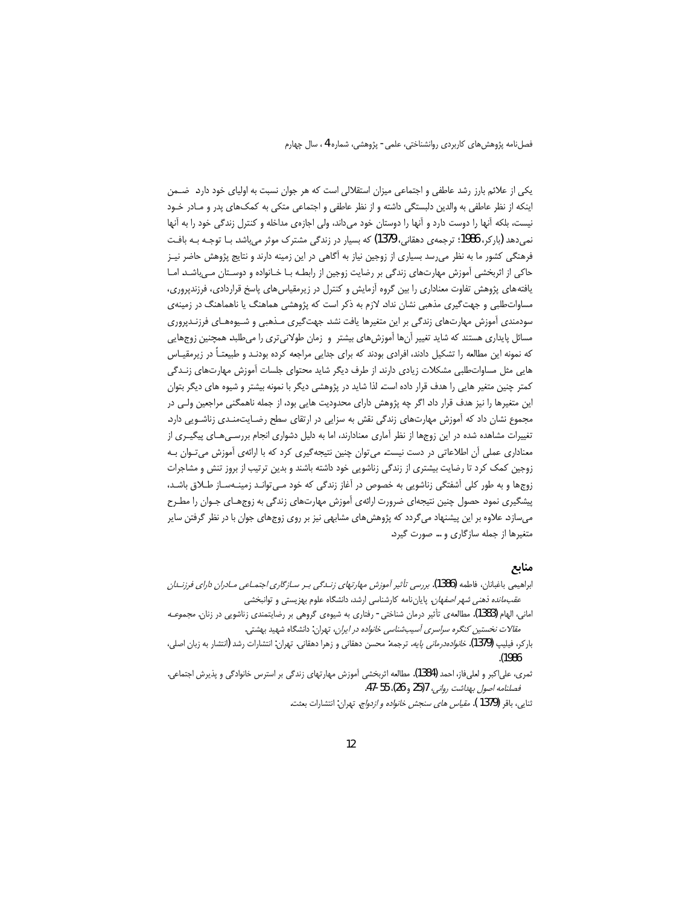یکی از علائم بارز رشد عاطفی و اجتماعی میزان استقلالی است که هر جوان نسبت به اولیای خود دارد. ضمن اینکه از نظر عاطفی به والدین دلبستگی داشته و از نظر عاطفی و اجتماعی متکی به کمک‌های پدر و مادر خود نیست، بلکه آنها را دوست دارد و آنها را دوستان خود می‌داند، ولی اجازه‌ی مداخله و کنترل زندگی خود را به آنها نمی‌دهد (بارکر، 1986؛ ترجمه‌ی دهقانی، 1379) که بسیار در زندگی مشترک موثر می‌باشد. با توجه به بافت فرهنگی کشور ما به نظر می‌رسد بسیاری از زوجین نیاز به آگاهی در این زمینه دارند و نتایج پژوهش حاضر نیز حاکی از اثربخشی آموزش مهارت‌های زندگی بر رضایت زوجین از رابطه با خانواده و دوستان می‌باشد. اما یافته‌های پژوهش تفاوت معناداری را بین گروه آزمایش و کنترل در زیرمقیاس‌های پاسخ قراردادی، فرزندپروری، مساوات‌طلبی و جهت‌گیری مذهبی نشان نداد. لازم به ذکر است که پژوهشی هماهنگ یا ناهماهنگ در زمینه‌ی سودمندی آموزش مهارت‌های زندگی بر این متغیرها یافت نشد. جهت‌گیری مذهبی و شیوه‌های فرزندپروری مسائل پایداری هستند که شاید تغییر آن‌ها آموزش‌های بیشتر و زمان طولانی‌تری را می‌طلبد. همچنین زوجهایی که نمونه این مطالعه را تشکیل دادند، افرادی بودند که برای جدایی مراجعه کرده بودند و طبیعتاً در زیرمقیاس هایی مثل مساوات‌طلبی مشکلات زیادی دارند از طرف دیگر شاید محتوای جلسات آموزش مهارت‌های زندگی کمتر چنین متغیر هایی را هدف قرار داده است. لذا شاید در پژوهشی دیگر با نمونه بیشتر و شیوه های دیگر بتوان این متغیرها را نیز هدف قرار داد. اگر چه پژوهش دارای محدودیت هایی بود، از جمله ناهمگنی مراجعین ولی در مجموع نشان داد که آموزش مهارت‌های زندگی نقش به سزایی در ارتقای سطح رضایت‌مندی زناشویی دارد. تغییرات مشاهده شده در این زوجها از نظر آماری معنادارند، اما به دلیل دشواری انجام بررسی‌های پیگیری از معناداری عملی آن اطلاعاتی در دست نیست. می‌توان چنین نتیجه‌گیری کرد که با ارائه‌ی آموزش می‌توان به زوجین کمک کرد تا رضایت بیشتری از زندگی زناشویی خود داشته باشند و بدین ترتیب از بروز تنش و مشاجرات زوجها و به طور کلی آشفتگی زناشویی به خصوص در آغاز زندگی که خود می‌توانند زمینه‌ساز طلاق باشد، پیشگیری نمود. حصول چنین نتیجه‌ای ضرورت ارائه‌ی آموزش مهارت‌های زندگی به زوج‌های جوان را مطرح می‌سازد. علاوه بر این پیشنهاد می‌گردد که پژوهش‌های مشابهی نیز بر روی زوجهای جوان با در نظر گرفتن سایر متغیرها از جمله سازگاری و ... صورت گیرد.

## منابع

ابراهیمی باغبانان، فاطمه (1386). *بررسی تأثیر آموزش مهارتهای زندگی بر سازگاری اجتماعی مادران دارای فرزندان عقب‌مانده ذهنی شهر اصفهان*. پایان‌نامه کارشناسی ارشد، دانشگاه علوم بهزیستی و توانبخشی.

امانی، الهام (1383). مطالعه‌ی تأثیر درمان شناختی- رفتاری به شیوه‌ی گروهی بر رضایتمندی زناشویی در زنان. *مجموعه مقالات نخستین کنگره سراسری آسیب‌شناسی خانواده در ایران*، تهران: دانشگاه شهید بهشتی.

بارکر، فیلیپ (1379). *خانواده‌درمانی پایه*. ترجمه: محسن دهقانی و زهرا دهقانی. تهران: انتشارات رشد (انتشار به زبان اصلی، 1986).

ثمری، علی‌اکبر و لعلی‌فاز، احمد (1384). مطالعه اثربخشی آموزش مهارتهای زندگی بر استرس خانوادگی و پذیرش اجتماعی. *فصلنامه اصول بهداشت روانی*، 7(25 و 26)، 55-47.

ثنایی، باقر (1379). *مقیاس های سنجش خانواده و ازدواج*. تهران: انتشارات بعثت.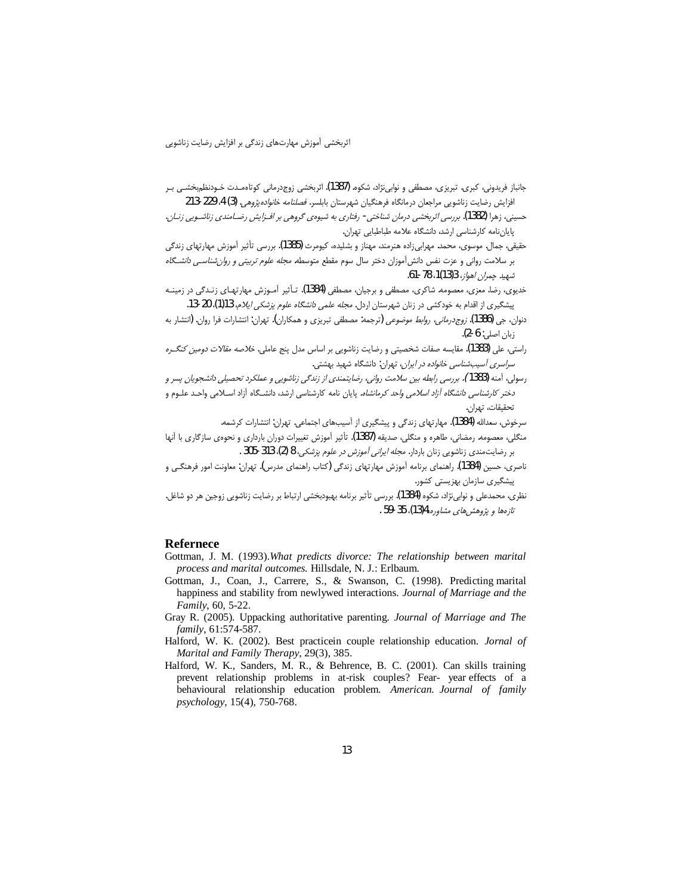جانباز فریدونی، کبری، تبریزی، مصطفی و نوابی‌نژاد، شکوه. (1387). اثربخشی زوج‌درمانی کوتاه‌مدت خودنظم‌بخشی بر افزایش رضایت زناشویی مراجعان درمانگاه فرهنگیان شهرستان بابلسر. *فصلنامه خانواده‌پژوهی*، 4 (3)، 229-213.

حسینی، زهرا (1382). *بررسی اثربخشی درمان شناختی- رفتاری به شیوه‌ی گروهی بر افزایش رضامندی زناشویی زنان.* پایان‌نامه کارشناسی ارشد، دانشگاه علامه طباطبایی تهران.

حقیقی، جمال، موسوی، محمد، مهرابی‌زاده هنرمند، مهناز و بشلیده، کیومرث (1385). بررسی تأثیر آموزش مهارتهای زندگی بر سلامت روانی و عزت نفس دانش‌آموزان دختر سال سوم مقطع متوسطه. *مجله علوم تربیتی و روان‌شناسی دانشگاه شهید چمران اهواز*، 3(13)1، 78-61.

خدیوی، رضا، معزی، معصومه، شاکری، مصطفی و برجیان، مصطفی (1384). تأثیر آموزش مهارتهای زندگی در زمینه پیشگیری از اقدام به خودکشی در زنان شهرستان اردل. *مجله علمی دانشگاه علوم پزشکی ایلام*، 13(1)، 20-13.

دنوان، جی (1386). *زوج‌درمانی، روابط موضوعی* (ترجمه: مصطفی تبریزی و همکاران). تهران: انتشارات فرا روان. (انتشار به زبان اصلی: 6-2).

راستی، علی (1383). مقایسه صفات شخصیتی و رضایت زناشویی بر اساس مدل پنج عاملی. *خلاصه مقالات دومین کنگره سراسری آسیب‌شناسی خانواده در ایران*، تهران: دانشگاه شهید بهشتی.

رسولی، آمنه (1383). *بررسی رابطه بین سلامت روانی، رضایتمندی از زندگی زناشویی و عملکرد تحصیلی دانشجویان پسر و دختر کارشناسی دانشگاه آزاد اسلامی واحد کرمانشاه.* پایان نامه کارشناسی ارشد، دانشگاه آزاد اسلامی واحد علوم و تحقیقات، تهران.

سرخوش، سعدالله (1384). مهارتهای زندگی و پیشگیری از آسیب‌های اجتماعی. تهران: انتشارات کرشمه.

منگلی، معصومه، رمضانی، طاهره و منگلی، صدیقه (1387). تأثیر آموزش تغییرات دوران بارداری و نحوه‌ی سازگاری با آنها بر رضایت‌مندی زناشویی زنان باردار. *مجله ایرانی آموزش در علوم پزشکی*، 8 (2)، 313-305.

ناصری، حسین (1384). راهنمای برنامه آموزش مهارتهای زندگی (کتاب راهنمای مدرس). تهران: معاونت امور فرهنگی و پیشگیری سازمان بهزیستی کشور.

نظری، محمدعلی و نوابی‌نژاد، شکوه (1384). بررسی تأثیر برنامه بهبودبخشی ارتباط بر رضایت زناشویی زوجین هر دو شاغل. *تازه‌ها و پژوهش‌های مشاوره*، 4(13)، 59-35.

## Refernece

Gottman, J. M. (1993). *What predicts divorce: The relationship between marital process and marital outcomes.* Hillsdale, N. J.: Erlbaum.

Gottman, J., Coan, J., Carrere, S., & Swanson, C. (1998). Predicting marital happiness and stability from newlywed interactions. *Journal of Marriage and the Family*, 60, 5-22.

Gray R. (2005). Uppacking authoritative parenting. *Journal of Marriage and The family*, 61:574-587.

Halford, W. K. (2002). Best practicein couple relationship education. *Jornal of Marital and Family Therapy*, 29(3), 385.

Halford, W. K., Sanders, M. R., & Behrence, B. C. (2001). Can skills training prevent relationship problems in at-risk couples? Fear- year effects of a behavioural relationship education problem. *American. Journal of family psychology*, 15(4), 750-768.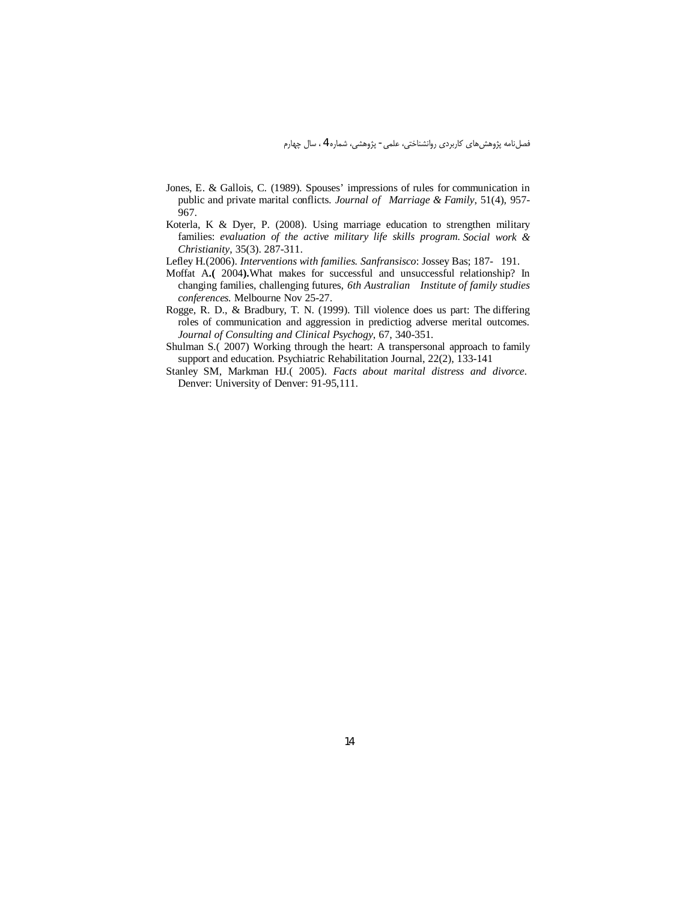Jones, E. & Gallois, C. (1989). Spouses' impressions of rules for communication in public and private marital conflicts. *Journal of Marriage & Family*, 51(4), 957-967.

Koterla, K & Dyer, P. (2008). Using marriage education to strengthen military families: *evaluation of the active military life skills program. Social work & Christianity*, 35(3). 287-311.

Lefley H.(2006). *Interventions with families. Sanfransisco*: Jossey Bas; 187- 191.

Moffat A**.(** 2004**).**What makes for successful and unsuccessful relationship? In changing families, challenging futures, *6th Australian Institute of family studies conferences.* Melbourne Nov 25-27.

Rogge, R. D., & Bradbury, T. N. (1999). Till violence does us part: The differing roles of communication and aggression in predictiog adverse merital outcomes. *Journal of Consulting and Clinical Psychogy*, 67, 340-351.

Shulman S.( 2007) Working through the heart: A transpersonal approach to family support and education. Psychiatric Rehabilitation Journal, 22(2), 133-141

Stanley SM, Markman HJ.( 2005). *Facts about marital distress and divorce.* Denver: University of Denver: 91-95,111.